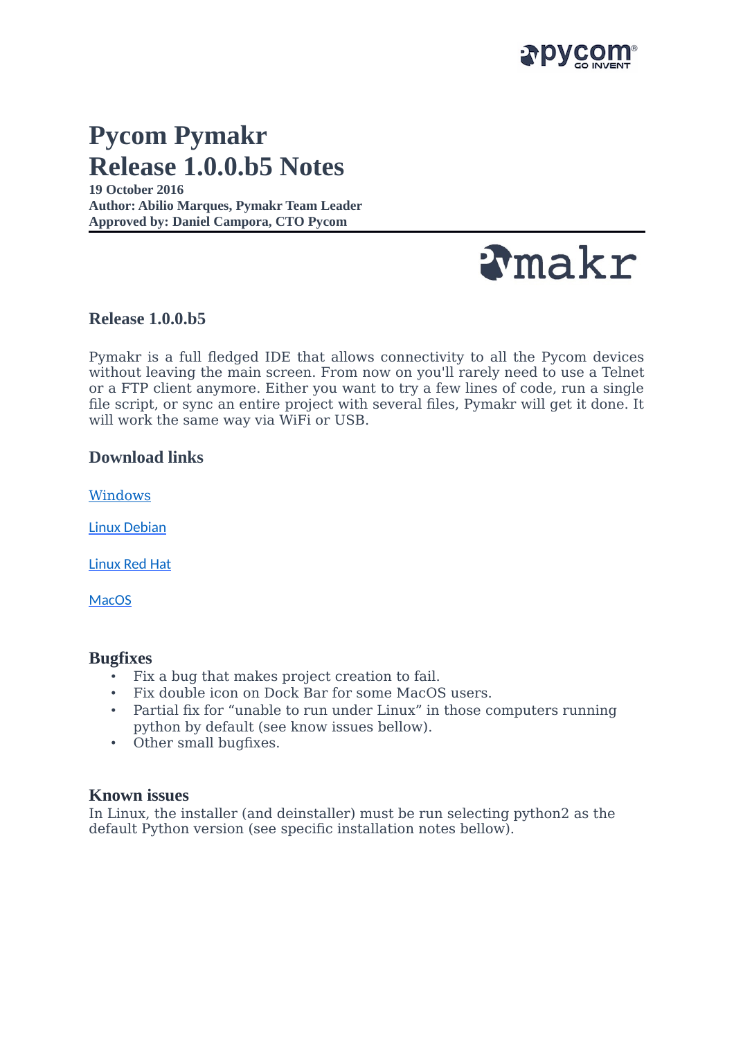# Pycom Pymakr
# Release 1.0.0.b5 Notes

**19 October 2016**
**Author: Abilio Marques, Pymakr Team Leader**
**Approved by: Daniel Campora, CTO Pycom**

## Release 1.0.0.b5

Pymakr is a full fledged IDE that allows connectivity to all the Pycom devices without leaving the main screen. From now on you'll rarely need to use a Telnet or a FTP client anymore. Either you want to try a few lines of code, run a single file script, or sync an entire project with several files, Pymakr will get it done. It will work the same way via WiFi or USB.

## Download links

Windows

Linux Debian

Linux Red Hat

MacOS

## Bugfixes

- Fix a bug that makes project creation to fail.
- Fix double icon on Dock Bar for some MacOS users.
- Partial fix for "unable to run under Linux" in those computers running python by default (see know issues bellow).
- Other small bugfixes.

## Known issues

In Linux, the installer (and deinstaller) must be run selecting python2 as the default Python version (see specific installation notes bellow).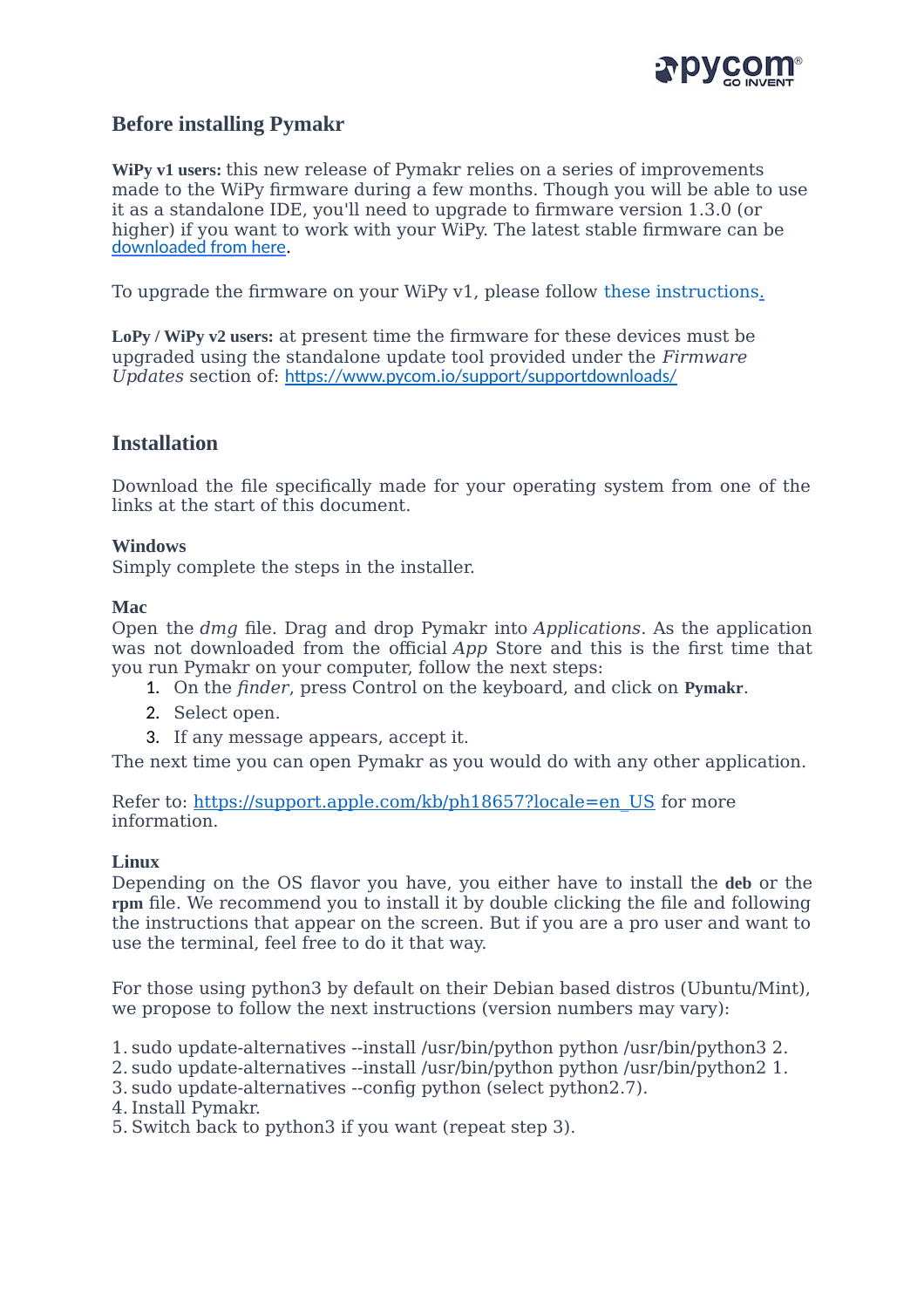## Before installing Pymakr

**WiPy v1 users:** this new release of Pymakr relies on a series of improvements made to the WiPy firmware during a few months. Though you will be able to use it as a standalone IDE, you'll need to upgrade to firmware version 1.3.0 (or higher) if you want to work with your WiPy. The latest stable firmware can be downloaded from here.

To upgrade the firmware on your WiPy v1, please follow these instructions.

**LoPy / WiPy v2 users:** at present time the firmware for these devices must be upgraded using the standalone update tool provided under the *Firmware Updates* section of: https://www.pycom.io/support/supportdownloads/

## Installation

Download the file specifically made for your operating system from one of the links at the start of this document.

### Windows

Simply complete the steps in the installer.

### Mac

Open the *dmg* file. Drag and drop Pymakr into *Applications*. As the application was not downloaded from the official *App* Store and this is the first time that you run Pymakr on your computer, follow the next steps:

1. On the *finder*, press Control on the keyboard, and click on **Pymakr**.
2. Select open.
3. If any message appears, accept it.

The next time you can open Pymakr as you would do with any other application.

Refer to: https://support.apple.com/kb/ph18657?locale=en_US for more information.

### Linux

Depending on the OS flavor you have, you either have to install the **deb** or the **rpm** file. We recommend you to install it by double clicking the file and following the instructions that appear on the screen. But if you are a pro user and want to use the terminal, feel free to do it that way.

For those using python3 by default on their Debian based distros (Ubuntu/Mint), we propose to follow the next instructions (version numbers may vary):

1. sudo update-alternatives --install /usr/bin/python python /usr/bin/python3 2.
2. sudo update-alternatives --install /usr/bin/python python /usr/bin/python2 1.
3. sudo update-alternatives --config python (select python2.7).
4. Install Pymakr.
5. Switch back to python3 if you want (repeat step 3).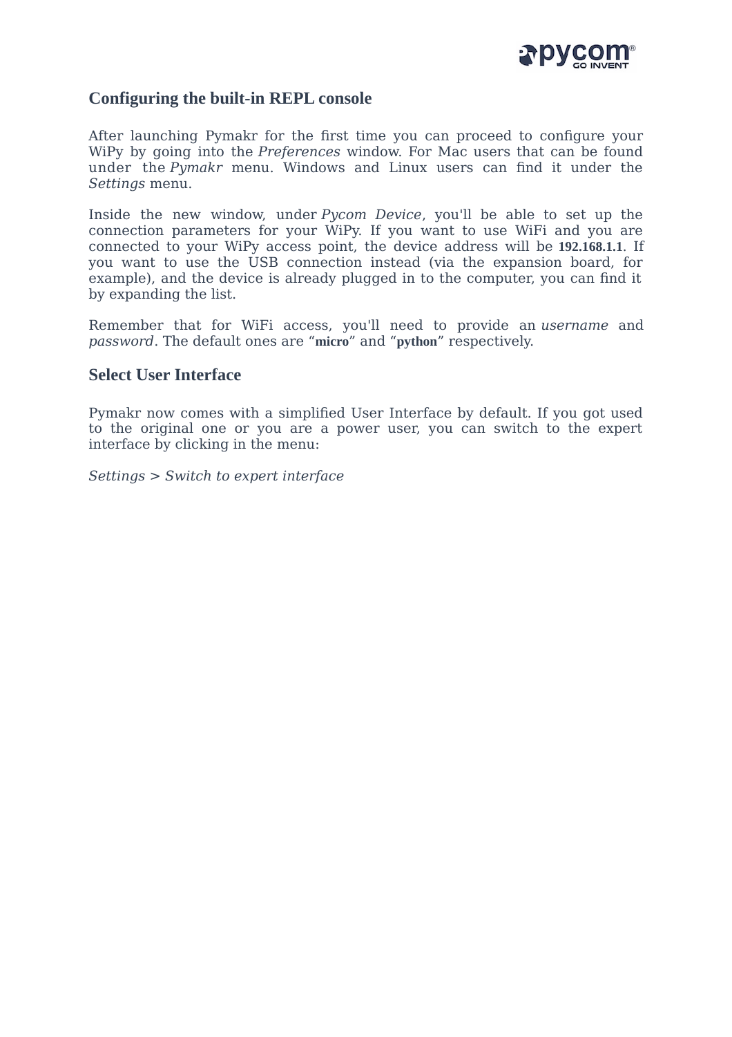## Configuring the built-in REPL console

After launching Pymakr for the first time you can proceed to configure your WiPy by going into the *Preferences* window. For Mac users that can be found under the *Pymakr* menu. Windows and Linux users can find it under the *Settings* menu.

Inside the new window, under *Pycom Device*, you'll be able to set up the connection parameters for your WiPy. If you want to use WiFi and you are connected to your WiPy access point, the device address will be **192.168.1.1**. If you want to use the USB connection instead (via the expansion board, for example), and the device is already plugged in to the computer, you can find it by expanding the list.

Remember that for WiFi access, you'll need to provide an *username* and *password*. The default ones are “**micro**” and “**python**” respectively.

## Select User Interface

Pymakr now comes with a simplified User Interface by default. If you got used to the original one or you are a power user, you can switch to the expert interface by clicking in the menu:

*Settings > Switch to expert interface*